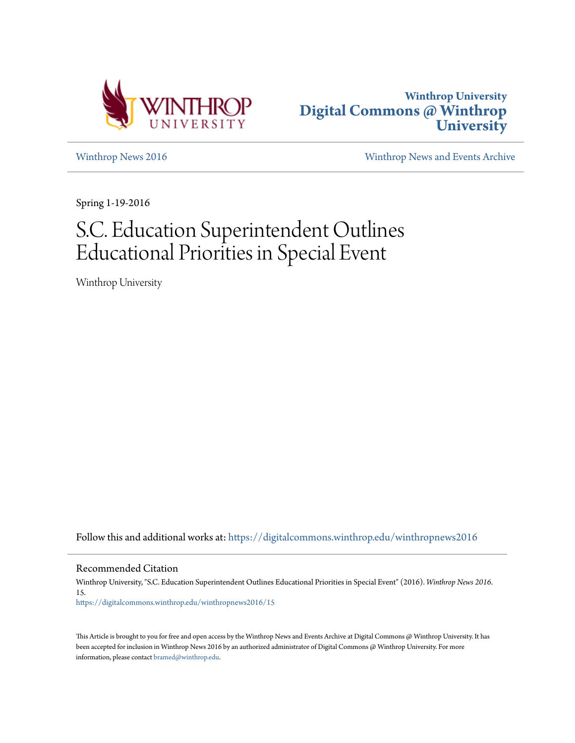Winthrop University
Digital Commons @ Winthrop University

Winthrop News 2016 | Winthrop News and Events Archive

Spring 1-19-2016

# S.C. Education Superintendent Outlines Educational Priorities in Special Event

Winthrop University

Follow this and additional works at: https://digitalcommons.winthrop.edu/winthropnews2016

## Recommended Citation

Winthrop University, "S.C. Education Superintendent Outlines Educational Priorities in Special Event" (2016). *Winthrop News 2016*. 15.
https://digitalcommons.winthrop.edu/winthropnews2016/15

This Article is brought to you for free and open access by the Winthrop News and Events Archive at Digital Commons @ Winthrop University. It has been accepted for inclusion in Winthrop News 2016 by an authorized administrator of Digital Commons @ Winthrop University. For more information, please contact bramed@winthrop.edu.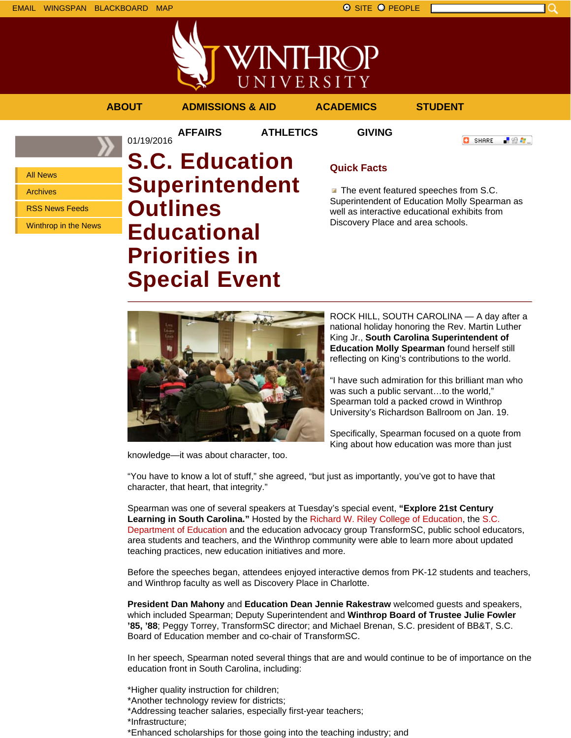01/19/2016

# S.C. Education Superintendent Outlines Educational Priorities in Special Event

## Quick Facts

- The event featured speeches from S.C. Superintendent of Education Molly Spearman as well as interactive educational exhibits from Discovery Place and area schools.

ROCK HILL, SOUTH CAROLINA — A day after a national holiday honoring the Rev. Martin Luther King Jr., **South Carolina Superintendent of Education Molly Spearman** found herself still reflecting on King's contributions to the world.

"I have such admiration for this brilliant man who was such a public servant…to the world," Spearman told a packed crowd in Winthrop University's Richardson Ballroom on Jan. 19.

Specifically, Spearman focused on a quote from King about how education was more than just knowledge—it was about character, too.

"You have to know a lot of stuff," she agreed, "but just as importantly, you've got to have that character, that heart, that integrity."

Spearman was one of several speakers at Tuesday's special event, **"Explore 21st Century Learning in South Carolina."** Hosted by the Richard W. Riley College of Education, the S.C. Department of Education and the education advocacy group TransformSC, public school educators, area students and teachers, and the Winthrop community were able to learn more about updated teaching practices, new education initiatives and more.

Before the speeches began, attendees enjoyed interactive demos from PK-12 students and teachers, and Winthrop faculty as well as Discovery Place in Charlotte.

**President Dan Mahony** and **Education Dean Jennie Rakestraw** welcomed guests and speakers, which included Spearman; Deputy Superintendent and **Winthrop Board of Trustee Julie Fowler '85, '88**; Peggy Torrey, TransformSC director; and Michael Brenan, S.C. president of BB&T, S.C. Board of Education member and co-chair of TransformSC.

In her speech, Spearman noted several things that are and would continue to be of importance on the education front in South Carolina, including:

*Higher quality instruction for children;
*Another technology review for districts;
*Addressing teacher salaries, especially first-year teachers;
*Infrastructure;
*Enhanced scholarships for those going into the teaching industry; and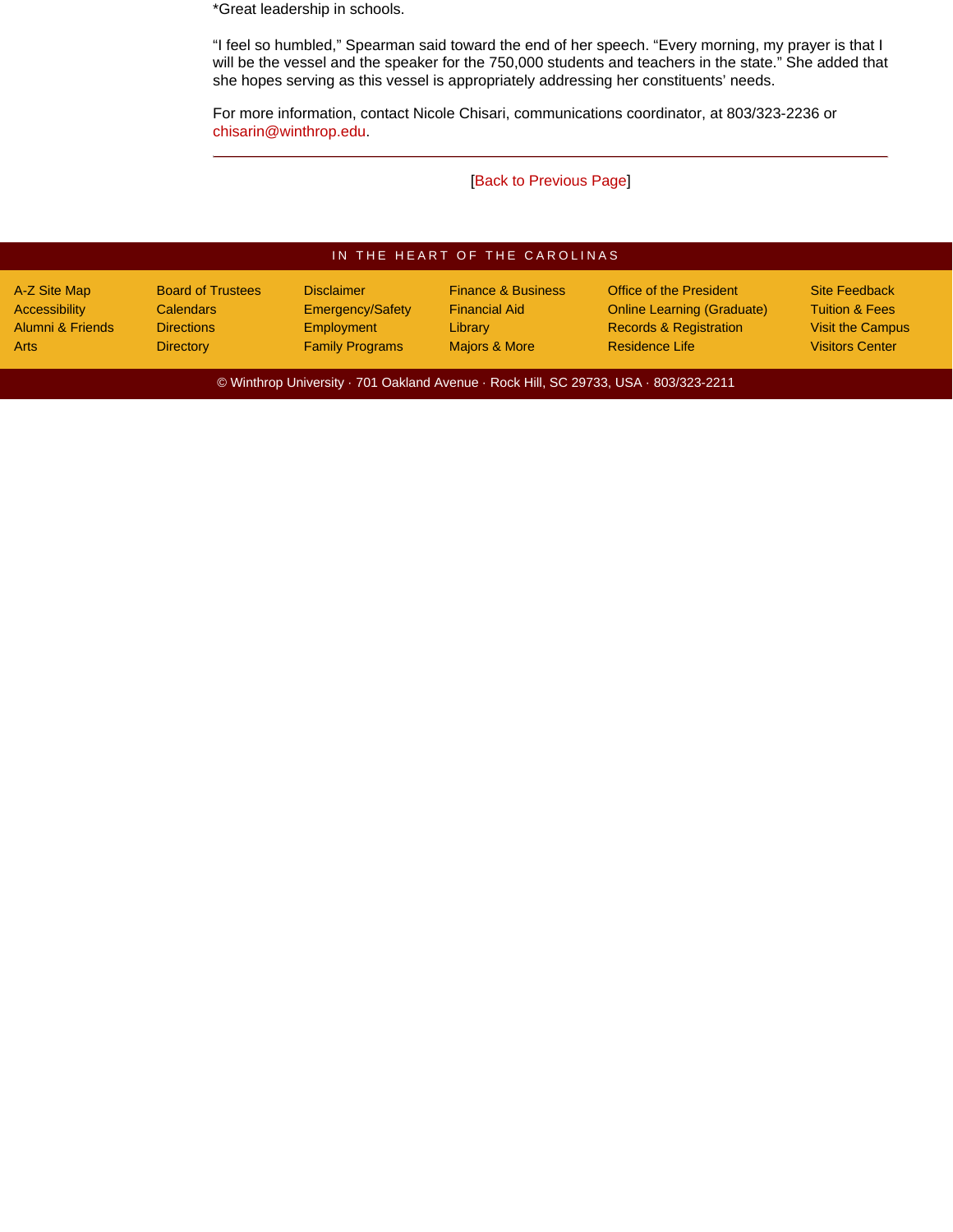*Great leadership in schools.

“I feel so humbled,” Spearman said toward the end of her speech. “Every morning, my prayer is that I will be the vessel and the speaker for the 750,000 students and teachers in the state.” She added that she hopes serving as this vessel is appropriately addressing her constituents’ needs.

For more information, contact Nicole Chisari, communications coordinator, at 803/323-2236 or chisarin@winthrop.edu.

---

[Back to Previous Page]

IN THE HEART OF THE CAROLINAS

| | | | | | |
|---|---|---|---|---|---|
| A-Z Site Map | Board of Trustees | Disclaimer | Finance & Business | Office of the President | Site Feedback |
| Accessibility | Calendars | Emergency/Safety | Financial Aid | Online Learning (Graduate) | Tuition & Fees |
| Alumni & Friends | Directions | Employment | Library | Records & Registration | Visit the Campus |
| Arts | Directory | Family Programs | Majors & More | Residence Life | Visitors Center |

© Winthrop University · 701 Oakland Avenue · Rock Hill, SC 29733, USA · 803/323-2211